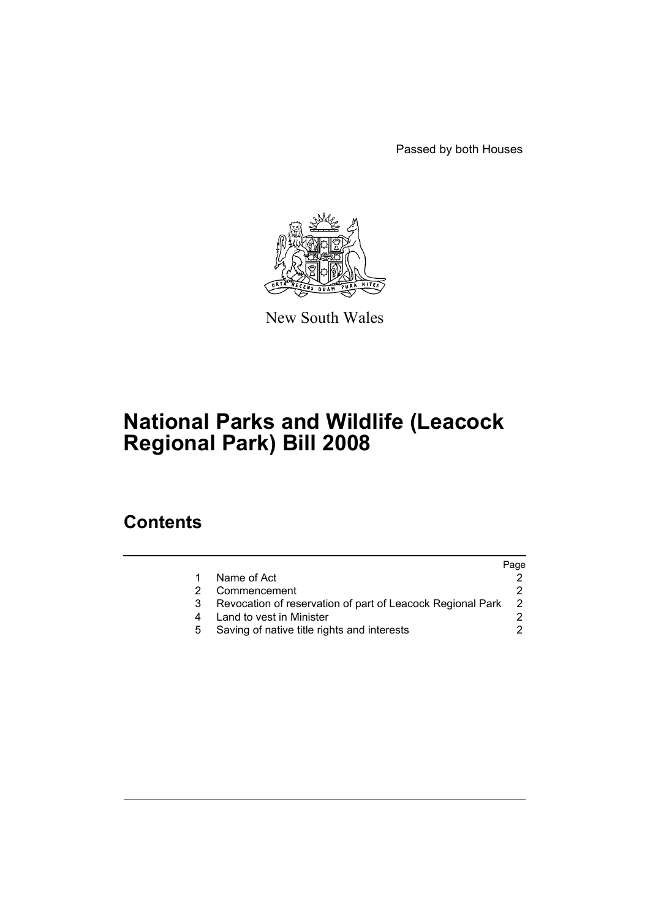Passed by both Houses

New South Wales

# National Parks and Wildlife (Leacock Regional Park) Bill 2008

## Contents

| | | Page |
|---|---|---|
| 1 | Name of Act | 2 |
| 2 | Commencement | 2 |
| 3 | Revocation of reservation of part of Leacock Regional Park | 2 |
| 4 | Land to vest in Minister | 2 |
| 5 | Saving of native title rights and interests | 2 |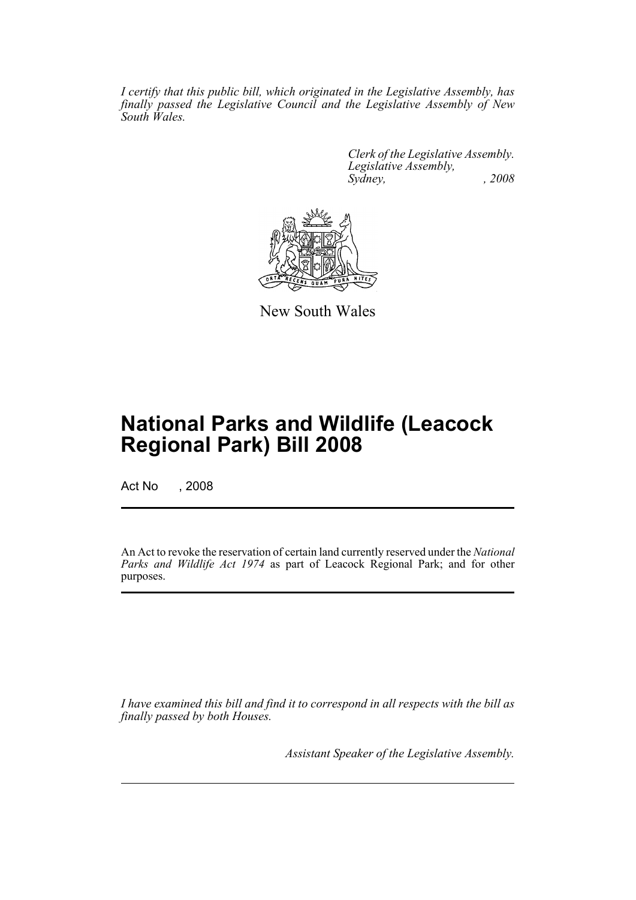*I certify that this public bill, which originated in the Legislative Assembly, has finally passed the Legislative Council and the Legislative Assembly of New South Wales.*

*Clerk of the Legislative Assembly.*
*Legislative Assembly,*
*Sydney, , 2008*

New South Wales

# National Parks and Wildlife (Leacock Regional Park) Bill 2008

Act No , 2008

An Act to revoke the reservation of certain land currently reserved under the *National Parks and Wildlife Act 1974* as part of Leacock Regional Park; and for other purposes.

*I have examined this bill and find it to correspond in all respects with the bill as finally passed by both Houses.*

*Assistant Speaker of the Legislative Assembly.*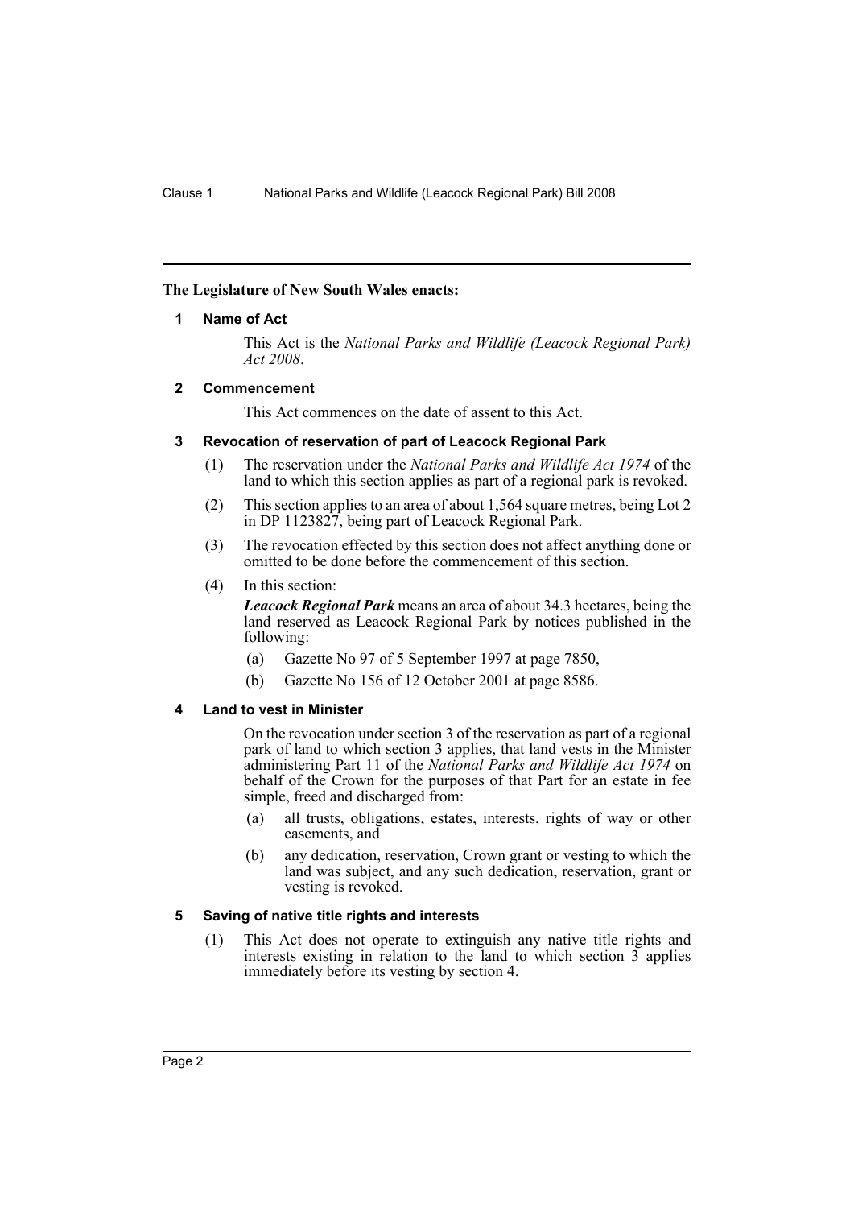**The Legislature of New South Wales enacts:**

## 1 Name of Act

This Act is the *National Parks and Wildlife (Leacock Regional Park) Act 2008*.

## 2 Commencement

This Act commences on the date of assent to this Act.

## 3 Revocation of reservation of part of Leacock Regional Park

(1) The reservation under the *National Parks and Wildlife Act 1974* of the land to which this section applies as part of a regional park is revoked.

(2) This section applies to an area of about 1,564 square metres, being Lot 2 in DP 1123827, being part of Leacock Regional Park.

(3) The revocation effected by this section does not affect anything done or omitted to be done before the commencement of this section.

(4) In this section:

***Leacock Regional Park*** means an area of about 34.3 hectares, being the land reserved as Leacock Regional Park by notices published in the following:

(a) Gazette No 97 of 5 September 1997 at page 7850,

(b) Gazette No 156 of 12 October 2001 at page 8586.

## 4 Land to vest in Minister

On the revocation under section 3 of the reservation as part of a regional park of land to which section 3 applies, that land vests in the Minister administering Part 11 of the *National Parks and Wildlife Act 1974* on behalf of the Crown for the purposes of that Part for an estate in fee simple, freed and discharged from:

(a) all trusts, obligations, estates, interests, rights of way or other easements, and

(b) any dedication, reservation, Crown grant or vesting to which the land was subject, and any such dedication, reservation, grant or vesting is revoked.

## 5 Saving of native title rights and interests

(1) This Act does not operate to extinguish any native title rights and interests existing in relation to the land to which section 3 applies immediately before its vesting by section 4.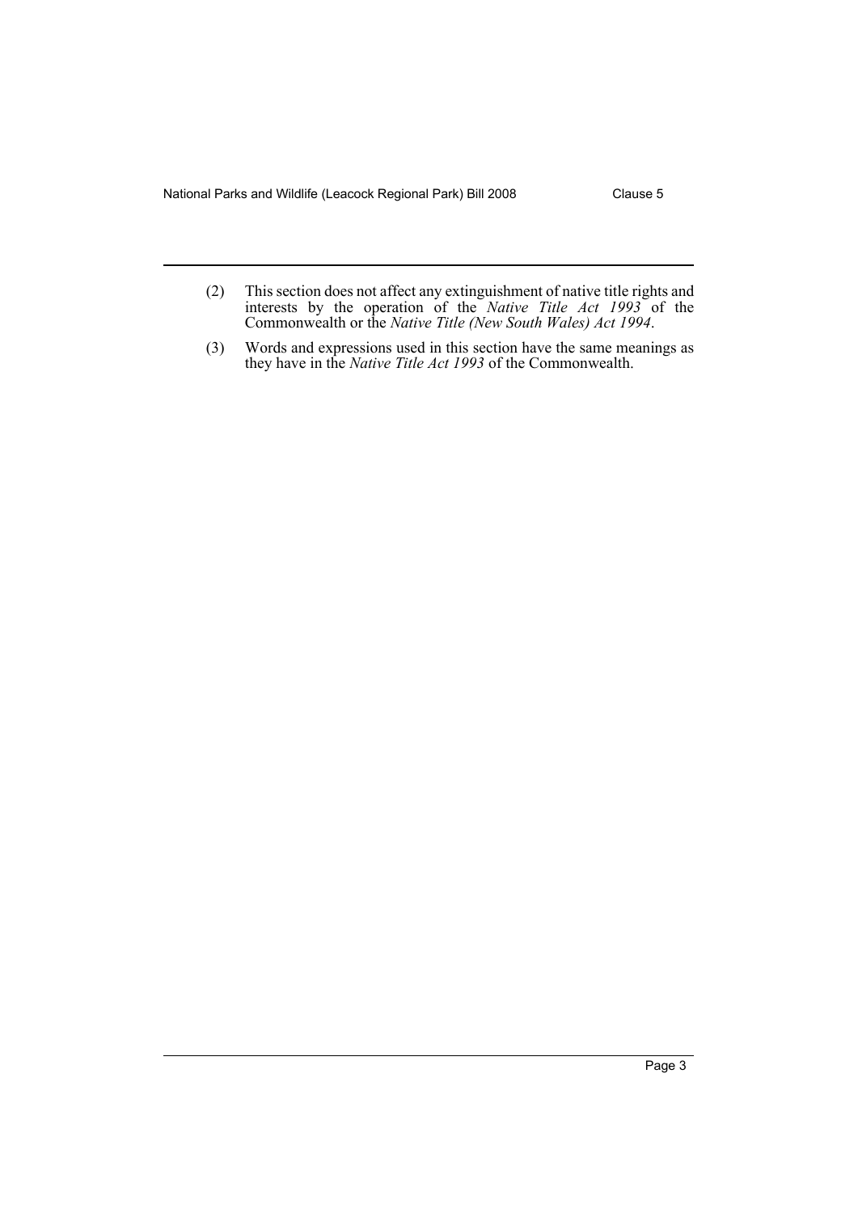(2) This section does not affect any extinguishment of native title rights and interests by the operation of the *Native Title Act 1993* of the Commonwealth or the *Native Title (New South Wales) Act 1994*.

(3) Words and expressions used in this section have the same meanings as they have in the *Native Title Act 1993* of the Commonwealth.